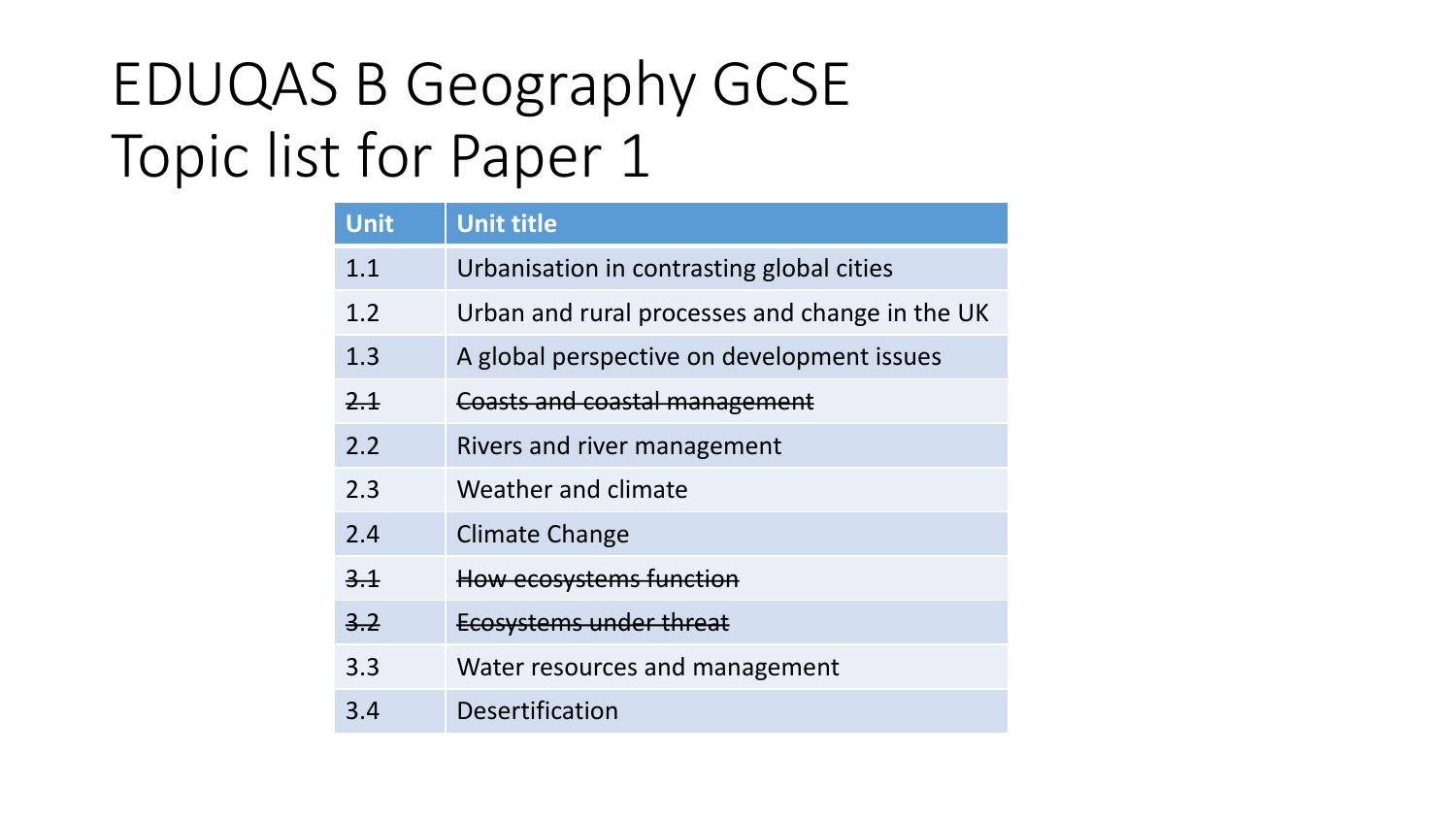# EDUQAS B Geography GCSE Topic list for Paper 1

| Unit | Unit title |
| --- | --- |
| 1.1 | Urbanisation in contrasting global cities |
| 1.2 | Urban and rural processes and change in the UK |
| 1.3 | A global perspective on development issues |
| ~~2.1~~ | ~~Coasts and coastal management~~ |
| 2.2 | Rivers and river management |
| 2.3 | Weather and climate |
| 2.4 | Climate Change |
| ~~3.1~~ | ~~How ecosystems function~~ |
| ~~3.2~~ | ~~Ecosystems under threat~~ |
| 3.3 | Water resources and management |
| 3.4 | Desertification |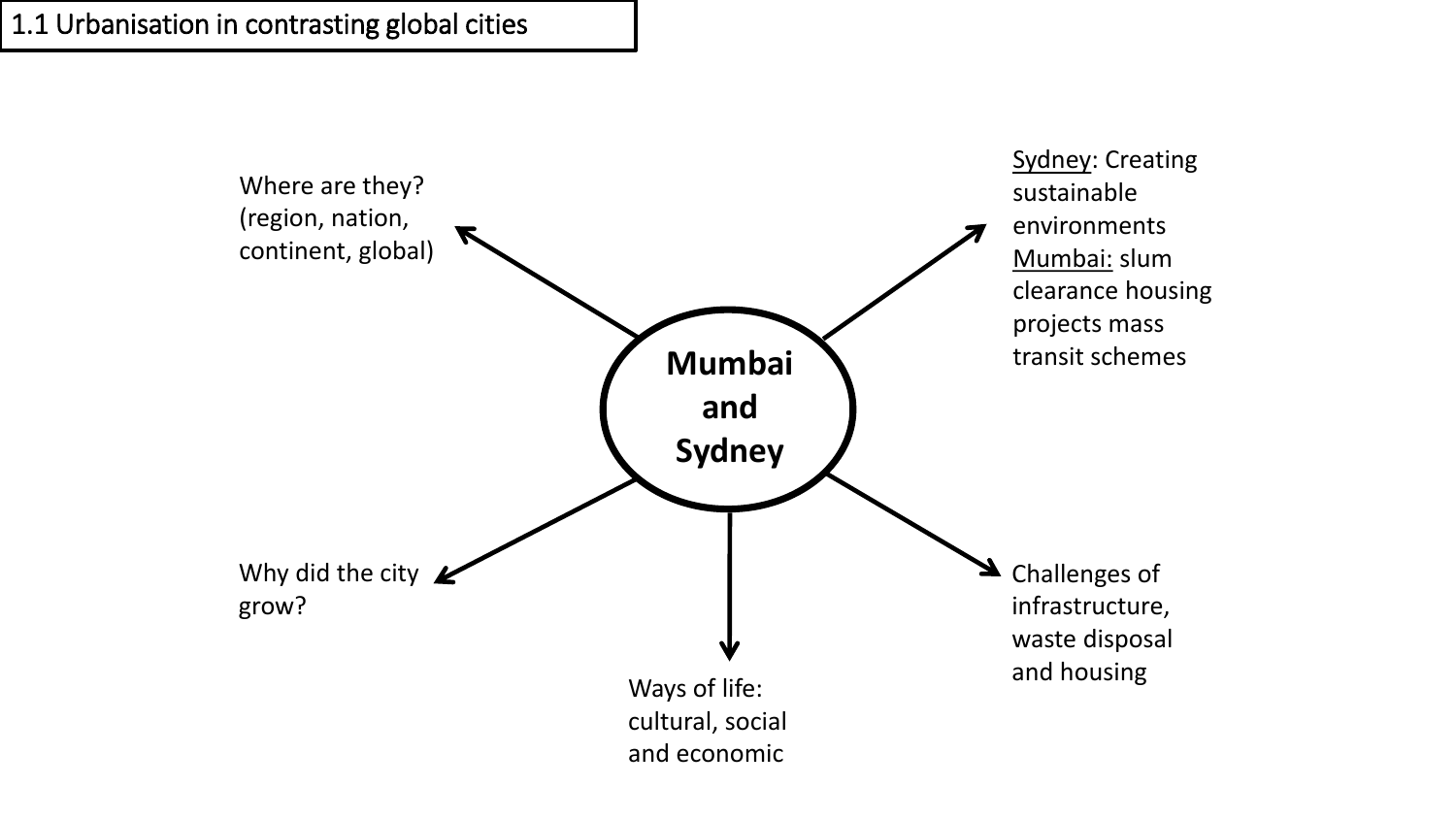# 1.1 Urbanisation in contrasting global cities

**Mumbai and Sydney**

- Where are they? (region, nation, continent, global)
- Sydney: Creating sustainable environments
  Mumbai: slum clearance housing projects mass transit schemes
- Why did the city grow?
- Ways of life: cultural, social and economic
- Challenges of infrastructure, waste disposal and housing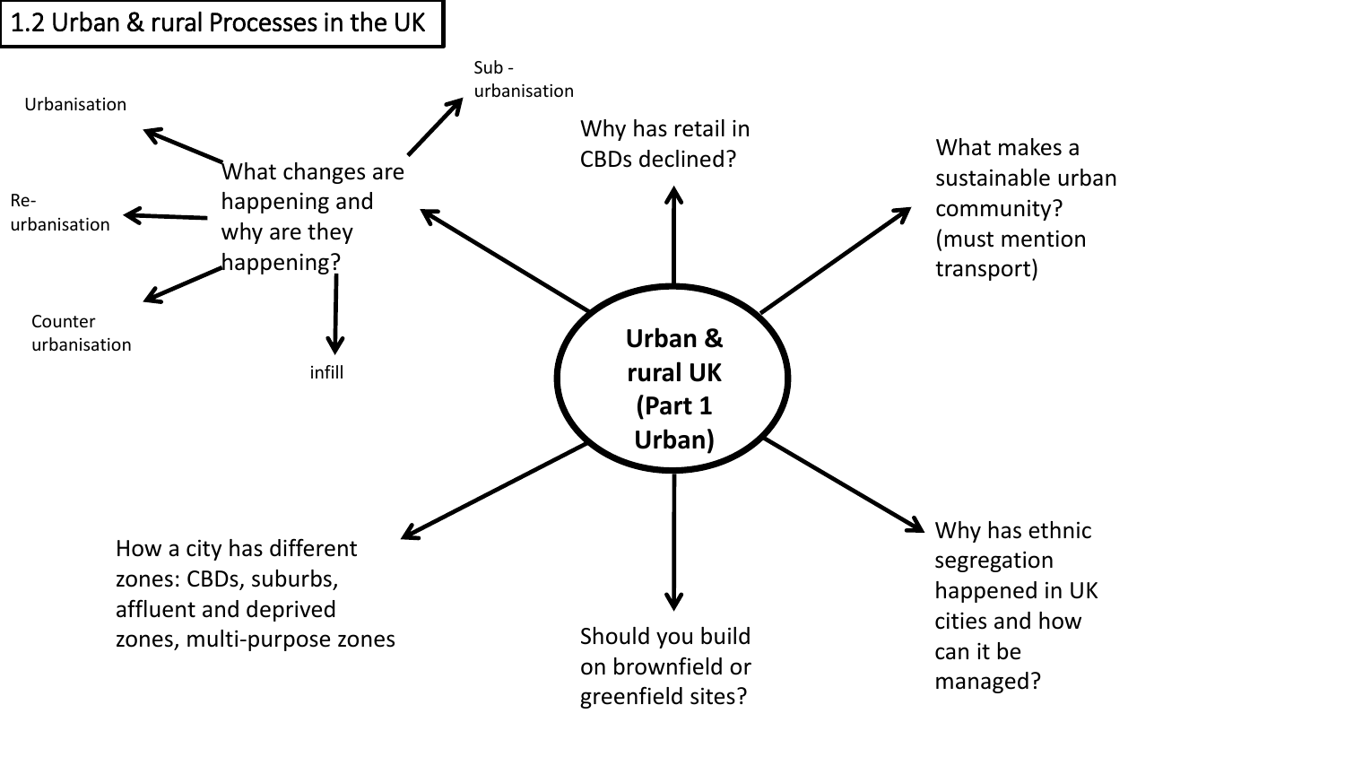# 1.2 Urban & rural Processes in the UK

**Urban & rural UK (Part 1 Urban)**

- What changes are happening and why are they happening?
  - Urbanisation
  - Sub - urbanisation
  - Re-urbanisation
  - Counter urbanisation
  - infill
- Why has retail in CBDs declined?
- What makes a sustainable urban community? (must mention transport)
- Why has ethnic segregation happened in UK cities and how can it be managed?
- Should you build on brownfield or greenfield sites?
- How a city has different zones: CBDs, suburbs, affluent and deprived zones, multi-purpose zones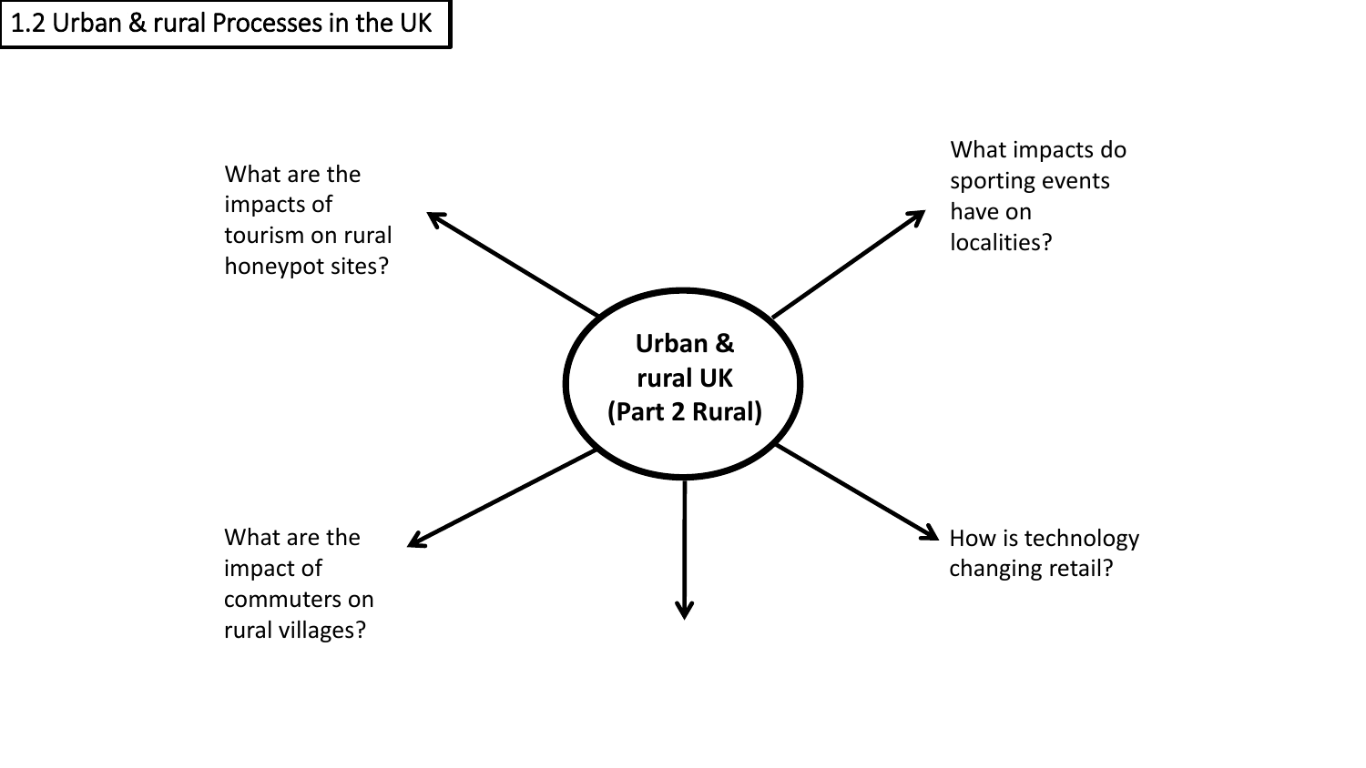# 1.2 Urban & rural Processes in the UK

**Urban & rural UK (Part 2 Rural)**

- What are the impacts of tourism on rural honeypot sites?
- What impacts do sporting events have on localities?
- What are the impact of commuters on rural villages?
- How is technology changing retail?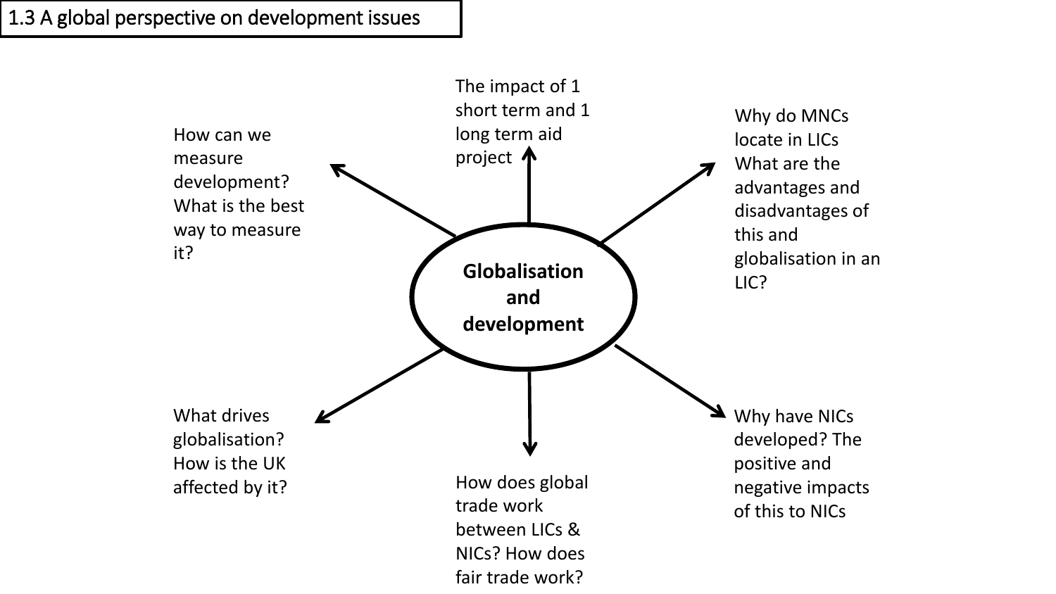# 1.3 A global perspective on development issues

## Globalisation and development

- How can we measure development? What is the best way to measure it?
- The impact of 1 short term and 1 long term aid project
- Why do MNCs locate in LICs What are the advantages and disadvantages of this and globalisation in an LIC?
- What drives globalisation? How is the UK affected by it?
- How does global trade work between LICs & NICs? How does fair trade work?
- Why have NICs developed? The positive and negative impacts of this to NICs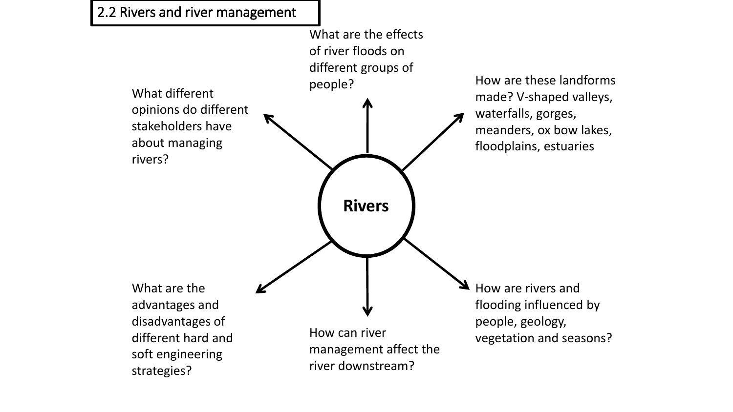## 2.2 Rivers and river management

**Rivers**

- What are the effects of river floods on different groups of people?
- How are these landforms made? V-shaped valleys, waterfalls, gorges, meanders, ox bow lakes, floodplains, estuaries
- How are rivers and flooding influenced by people, geology, vegetation and seasons?
- How can river management affect the river downstream?
- What are the advantages and disadvantages of different hard and soft engineering strategies?
- What different opinions do different stakeholders have about managing rivers?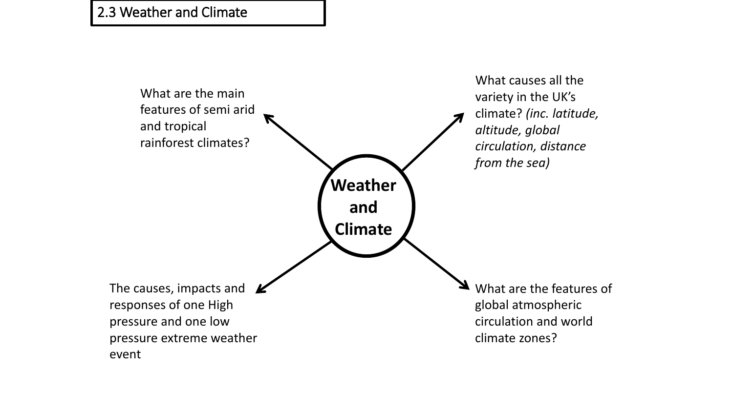## 2.3 Weather and Climate

**Weather and Climate**

What are the main features of semi arid and tropical rainforest climates?

What causes all the variety in the UK's climate? *(inc. latitude, altitude, global circulation, distance from the sea)*

The causes, impacts and responses of one High pressure and one low pressure extreme weather event

What are the features of global atmospheric circulation and world climate zones?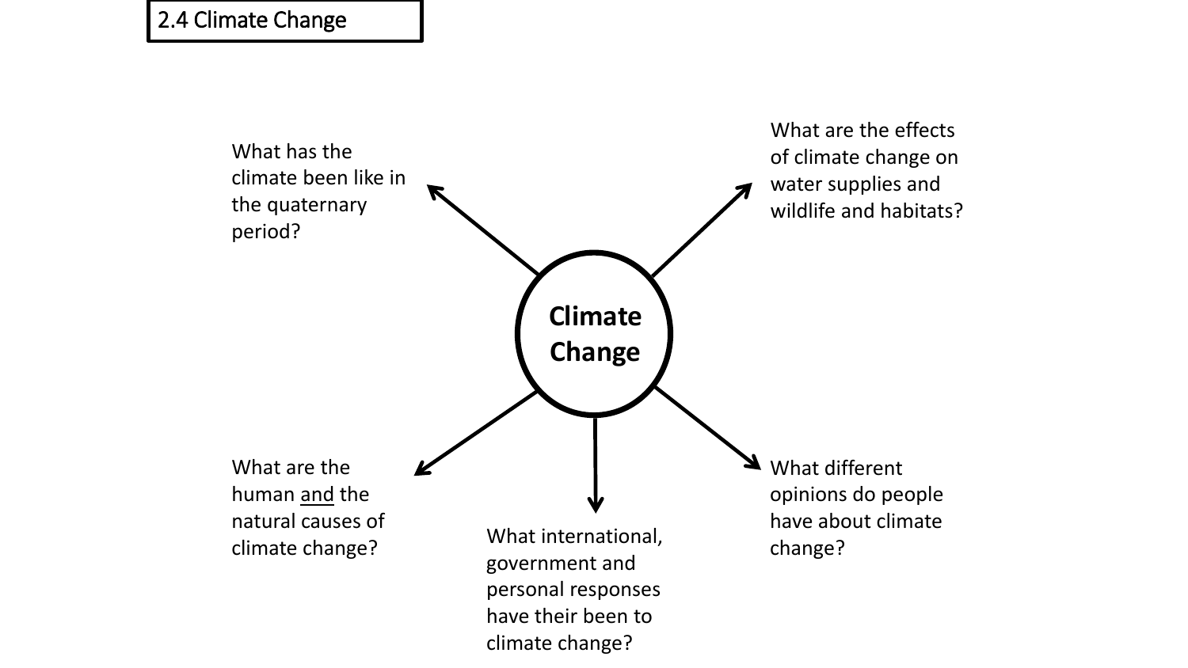# 2.4 Climate Change

**Climate Change**

- What has the climate been like in the quaternary period?
- What are the effects of climate change on water supplies and wildlife and habitats?
- What are the human and the natural causes of climate change?
- What international, government and personal responses have their been to climate change?
- What different opinions do people have about climate change?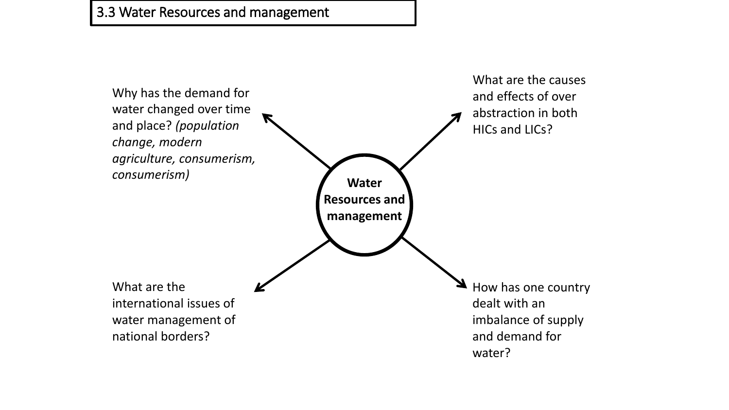# 3.3 Water Resources and management

**Water Resources and management**

- Why has the demand for water changed over time and place? *(population change, modern agriculture, consumerism, consumerism)*
- What are the causes and effects of over abstraction in both HICs and LICs?
- What are the international issues of water management of national borders?
- How has one country dealt with an imbalance of supply and demand for water?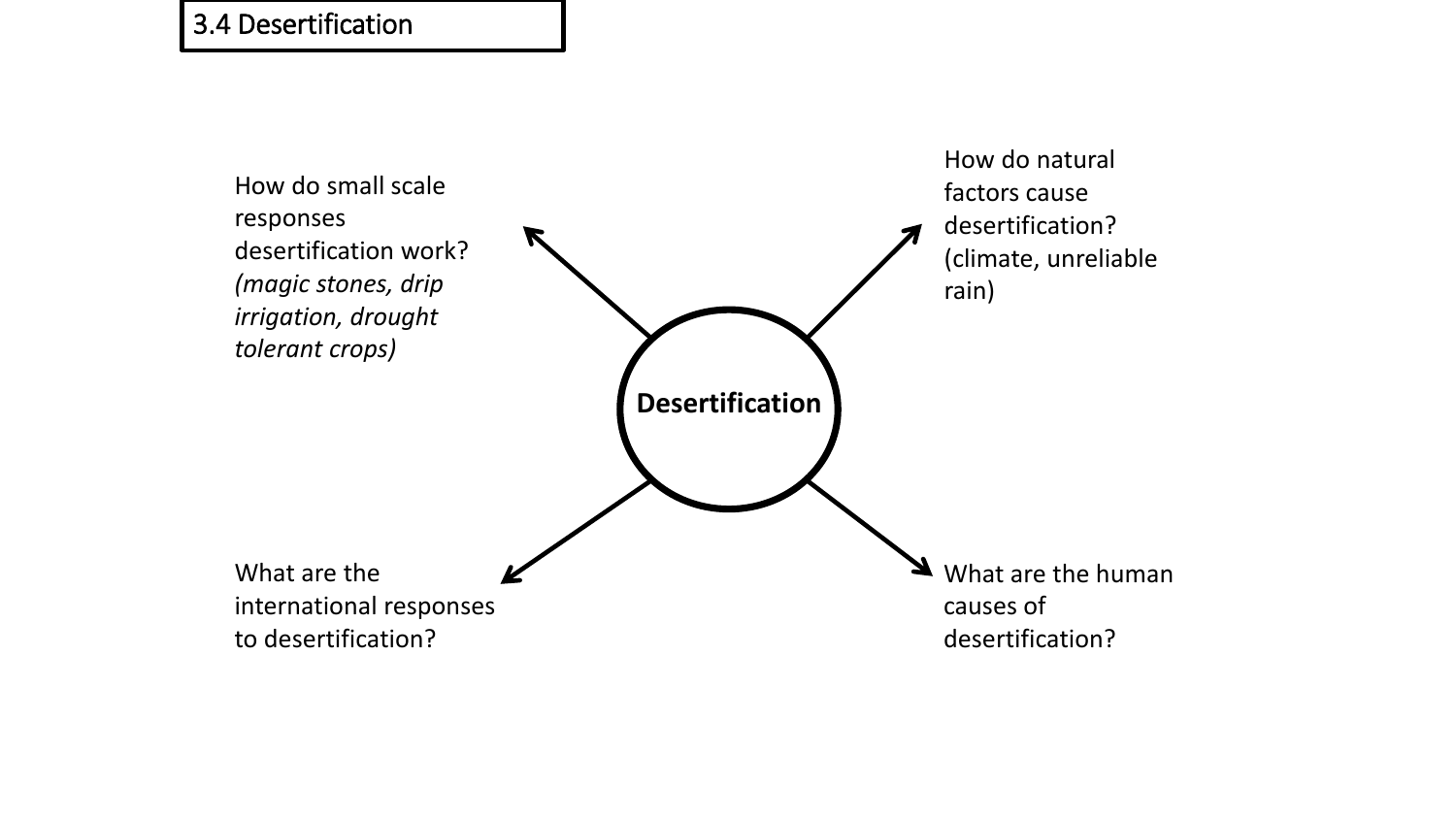# 3.4 Desertification

**Desertification**

How do small scale responses desertification work? *(magic stones, drip irrigation, drought tolerant crops)*

How do natural factors cause desertification? (climate, unreliable rain)

What are the international responses to desertification?

What are the human causes of desertification?